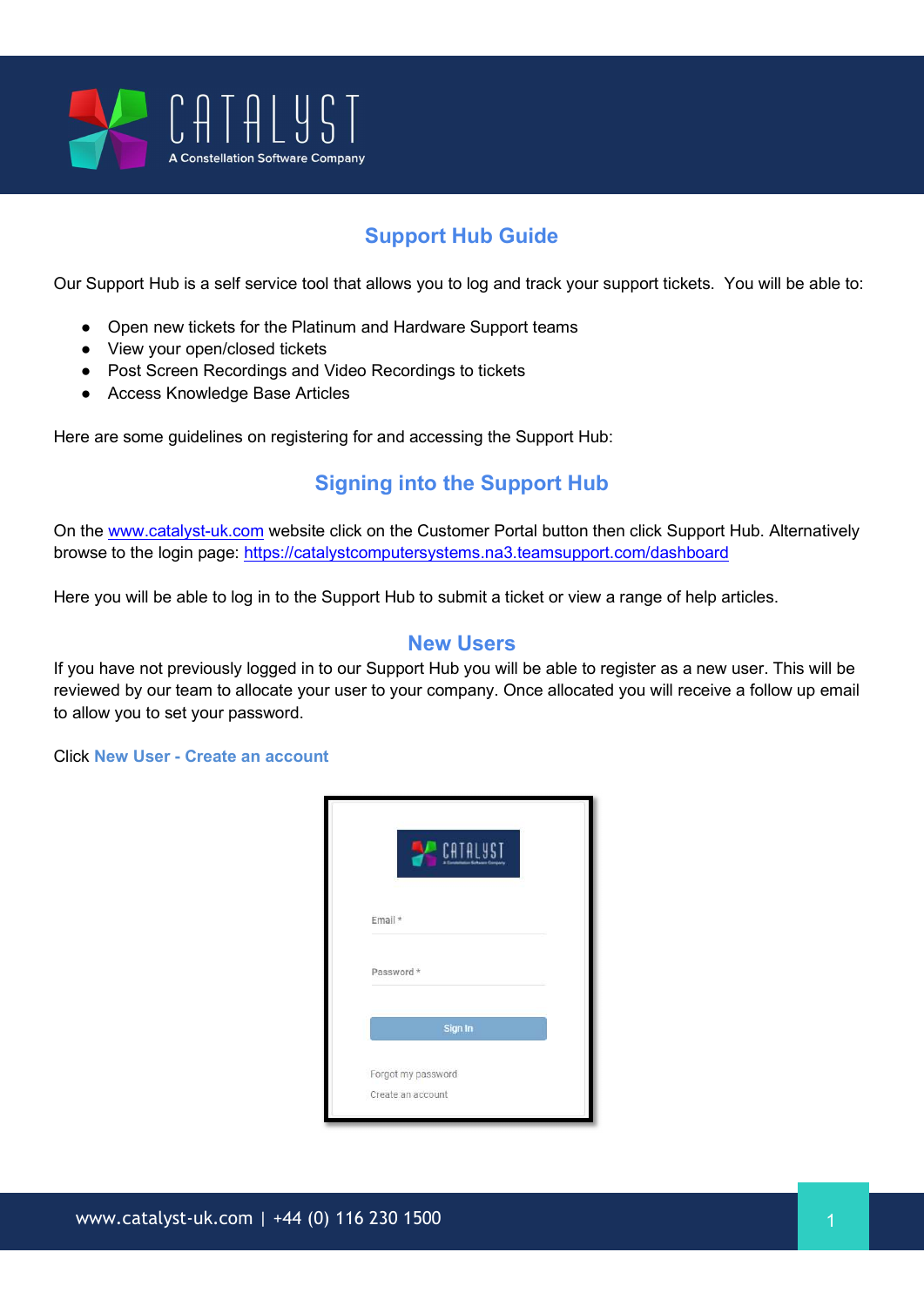# Support Hub Guide

Our Support Hub is a self service tool that allows you to log and track your support tickets. You will be able to:

- Open new tickets for the Platinum and Hardware Support teams
- View your open/closed tickets
- Post Screen Recordings and Video Recordings to tickets
- Access Knowledge Base Articles

Here are some guidelines on registering for and accessing the Support Hub:

## Signing into the Support Hub

On the [www.catalyst-uk.com](http://www.catalyst-uk.com) website click on the Customer Portal button then click Support Hub. Alternatively browse to the login page: [https://catalystcomputersystems.na3.teamsupport.com/dashboard](https://catalystcomputersystems.na3.teamsupport.com/dashboard)

Here you will be able to log in to the Support Hub to submit a ticket or view a range of help articles.

## New Users

If you have not previously logged in to our Support Hub you will be able to register as a new user. This will be reviewed by our team to allocate your user to your company. Once allocated you will receive a follow up email to allow you to set your password.

Click **New User - Create an account**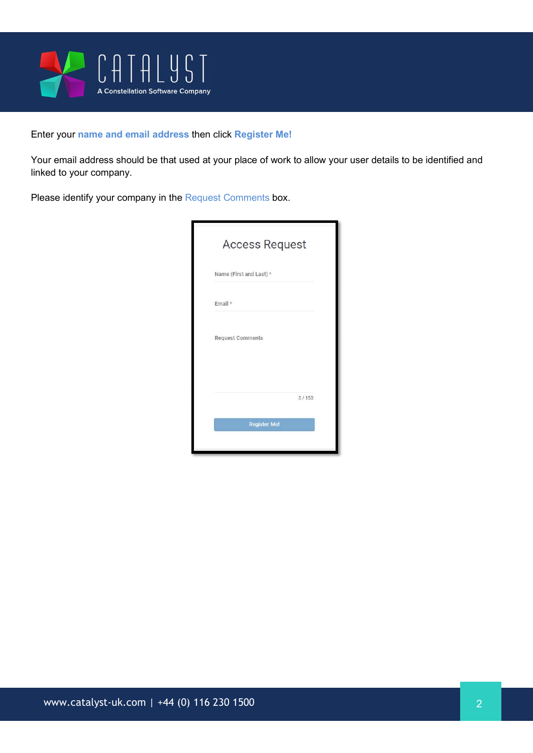Enter your **name and email address** then click **Register Me!**

Your email address should be that used at your place of work to allow your user details to be identified and linked to your company.

Please identify your company in the Request Comments box.

Access Request

Name (First and Last) *

Email *

Request Comments

0 / 150

Register Me!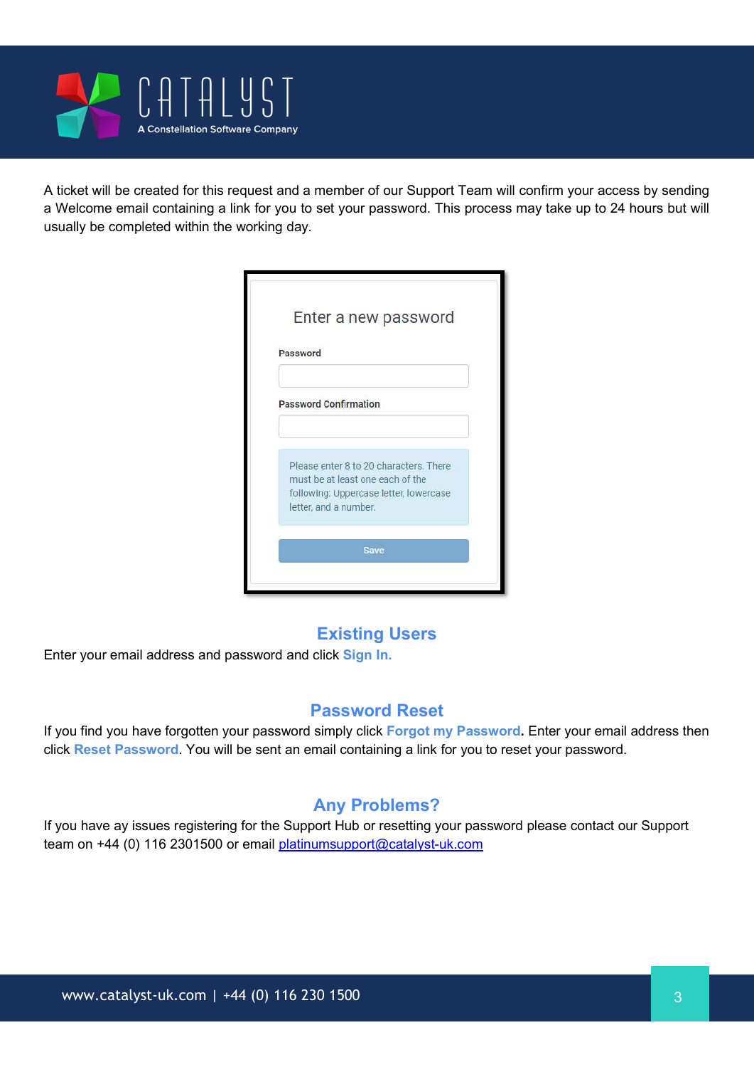A ticket will be created for this request and a member of our Support Team will confirm your access by sending a Welcome email containing a link for you to set your password. This process may take up to 24 hours but will usually be completed within the working day.

Enter a new password

Password

Password Confirmation

Please enter 8 to 20 characters. There must be at least one each of the following: Uppercase letter, lowercase letter, and a number.

Save

## Existing Users

Enter your email address and password and click **Sign In.**

## Password Reset

If you find you have forgotten your password simply click **Forgot my Password.** Enter your email address then click **Reset Password**. You will be sent an email containing a link for you to reset your password.

## Any Problems?

If you have ay issues registering for the Support Hub or resetting your password please contact our Support team on +44 (0) 116 2301500 or email platinumsupport@catalyst-uk.com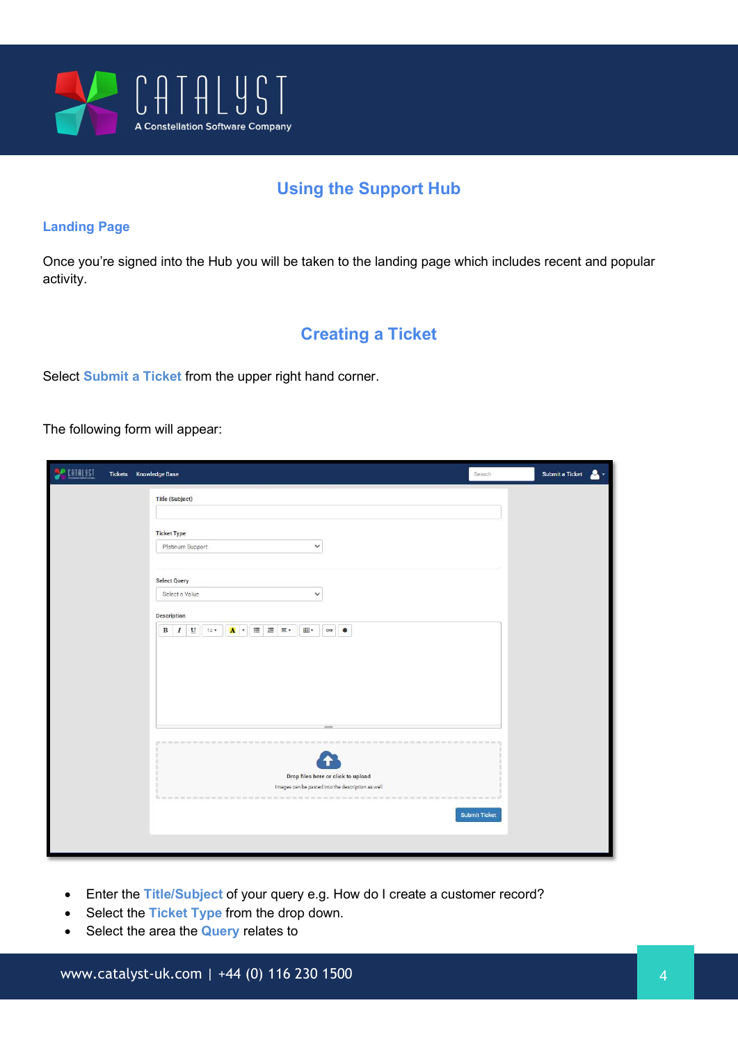# Using the Support Hub

## Landing Page

Once you're signed into the Hub you will be taken to the landing page which includes recent and popular activity.

# Creating a Ticket

Select **Submit a Ticket** from the upper right hand corner.

The following form will appear:

- Enter the **Title/Subject** of your query e.g. How do I create a customer record?
- Select the **Ticket Type** from the drop down.
- Select the area the **Query** relates to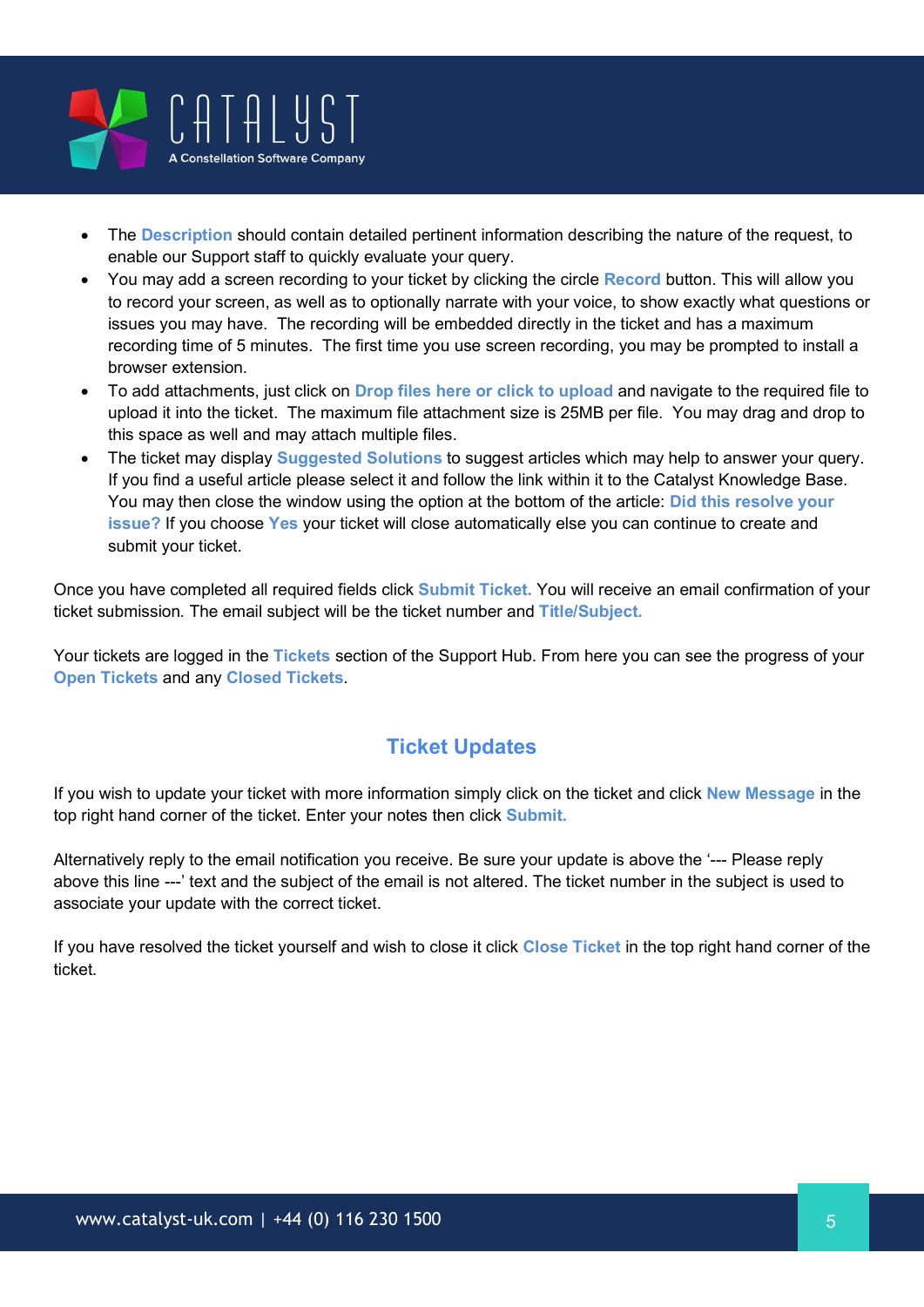- The **Description** should contain detailed pertinent information describing the nature of the request, to enable our Support staff to quickly evaluate your query.
- You may add a screen recording to your ticket by clicking the circle **Record** button. This will allow you to record your screen, as well as to optionally narrate with your voice, to show exactly what questions or issues you may have. The recording will be embedded directly in the ticket and has a maximum recording time of 5 minutes. The first time you use screen recording, you may be prompted to install a browser extension.
- To add attachments, just click on **Drop files here or click to upload** and navigate to the required file to upload it into the ticket. The maximum file attachment size is 25MB per file. You may drag and drop to this space as well and may attach multiple files.
- The ticket may display **Suggested Solutions** to suggest articles which may help to answer your query. If you find a useful article please select it and follow the link within it to the Catalyst Knowledge Base. You may then close the window using the option at the bottom of the article: **Did this resolve your issue?** If you choose **Yes** your ticket will close automatically else you can continue to create and submit your ticket.

Once you have completed all required fields click **Submit Ticket.** You will receive an email confirmation of your ticket submission. The email subject will be the ticket number and **Title/Subject.**

Your tickets are logged in the **Tickets** section of the Support Hub. From here you can see the progress of your **Open Tickets** and any **Closed Tickets**.

## Ticket Updates

If you wish to update your ticket with more information simply click on the ticket and click **New Message** in the top right hand corner of the ticket. Enter your notes then click **Submit.**

Alternatively reply to the email notification you receive. Be sure your update is above the '--- Please reply above this line ---' text and the subject of the email is not altered. The ticket number in the subject is used to associate your update with the correct ticket.

If you have resolved the ticket yourself and wish to close it click **Close Ticket** in the top right hand corner of the ticket.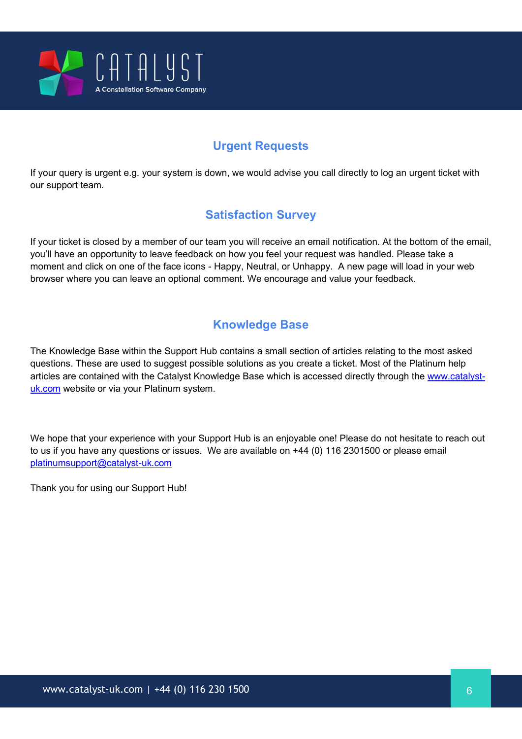## Urgent Requests

If your query is urgent e.g. your system is down, we would advise you call directly to log an urgent ticket with our support team.

## Satisfaction Survey

If your ticket is closed by a member of our team you will receive an email notification. At the bottom of the email, you'll have an opportunity to leave feedback on how you feel your request was handled. Please take a moment and click on one of the face icons - Happy, Neutral, or Unhappy. A new page will load in your web browser where you can leave an optional comment. We encourage and value your feedback.

## Knowledge Base

The Knowledge Base within the Support Hub contains a small section of articles relating to the most asked questions. These are used to suggest possible solutions as you create a ticket. Most of the Platinum help articles are contained with the Catalyst Knowledge Base which is accessed directly through the www.catalyst-uk.com website or via your Platinum system.

We hope that your experience with your Support Hub is an enjoyable one! Please do not hesitate to reach out to us if you have any questions or issues. We are available on +44 (0) 116 2301500 or please email platinumsupport@catalyst-uk.com

Thank you for using our Support Hub!